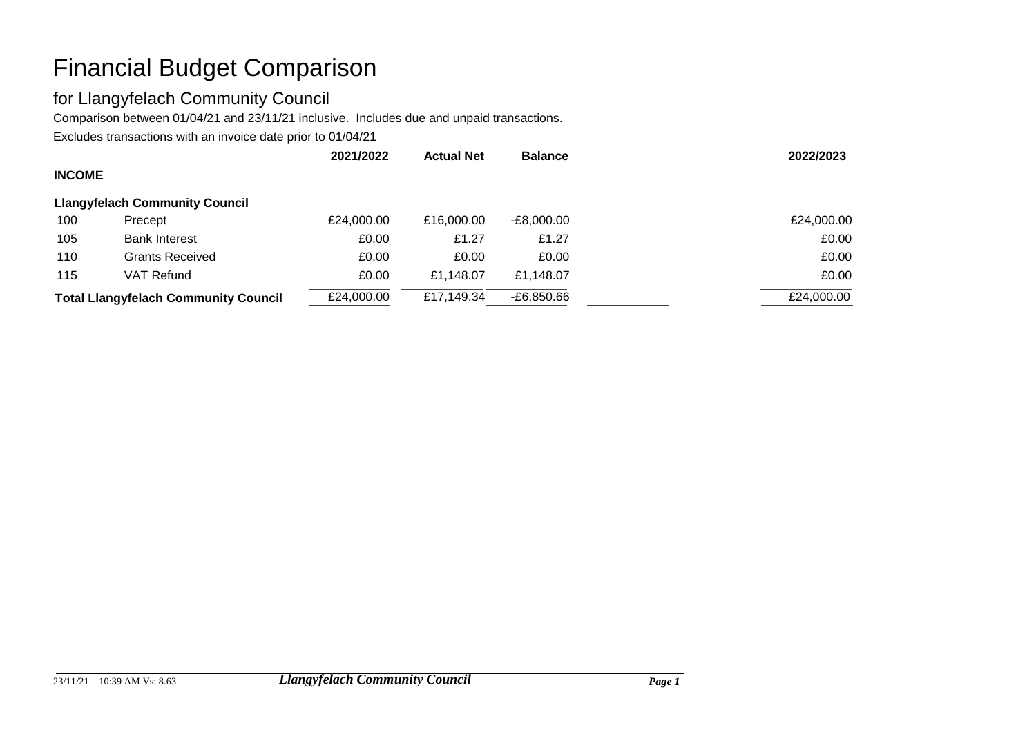# Financial Budget Comparison

## for Llangyfelach Community Council

Comparison between 01/04/21 and 23/11/21 inclusive. Includes due and unpaid transactions.

Excludes transactions with an invoice date prior to 01/04/21

| | | 2021/2022 | Actual Net | Balance | | 2022/2023 |
|---|---|---|---|---|---|---|
| **INCOME** | | | | | | |
| **Llangyfelach Community Council** | | | | | | |
| 100 | Precept | £24,000.00 | £16,000.00 | -£8,000.00 | | £24,000.00 |
| 105 | Bank Interest | £0.00 | £1.27 | £1.27 | | £0.00 |
| 110 | Grants Received | £0.00 | £0.00 | £0.00 | | £0.00 |
| 115 | VAT Refund | £0.00 | £1,148.07 | £1,148.07 | | £0.00 |
| **Total Llangyfelach Community Council** | | £24,000.00 | £17,149.34 | -£6,850.66 | | £24,000.00 |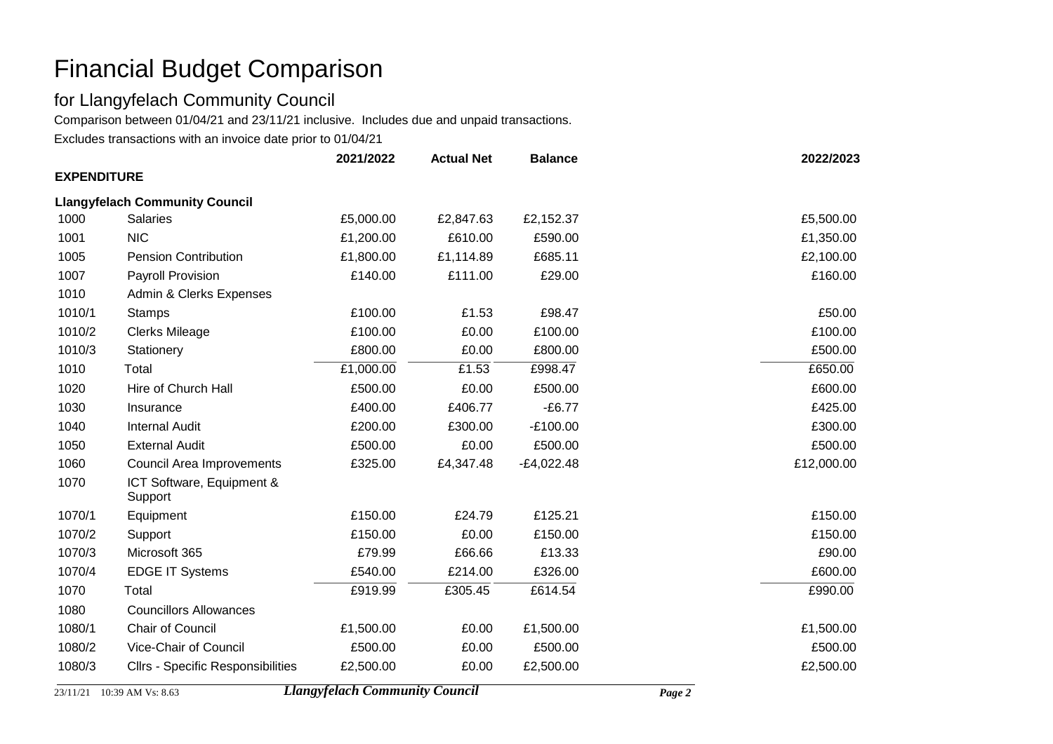# Financial Budget Comparison

## for Llangyfelach Community Council

Comparison between 01/04/21 and 23/11/21 inclusive. Includes due and unpaid transactions.

Excludes transactions with an invoice date prior to 01/04/21

| | | 2021/2022 | Actual Net | Balance | 2022/2023 |
|---|---|---|---|---|---|
| **EXPENDITURE** | | | | | |
| **Llangyfelach Community Council** | | | | | |
| 1000 | Salaries | £5,000.00 | £2,847.63 | £2,152.37 | £5,500.00 |
| 1001 | NIC | £1,200.00 | £610.00 | £590.00 | £1,350.00 |
| 1005 | Pension Contribution | £1,800.00 | £1,114.89 | £685.11 | £2,100.00 |
| 1007 | Payroll Provision | £140.00 | £111.00 | £29.00 | £160.00 |
| 1010 | Admin & Clerks Expenses | | | | |
| 1010/1 | Stamps | £100.00 | £1.53 | £98.47 | £50.00 |
| 1010/2 | Clerks Mileage | £100.00 | £0.00 | £100.00 | £100.00 |
| 1010/3 | Stationery | £800.00 | £0.00 | £800.00 | £500.00 |
| 1010 | Total | £1,000.00 | £1.53 | £998.47 | £650.00 |
| 1020 | Hire of Church Hall | £500.00 | £0.00 | £500.00 | £600.00 |
| 1030 | Insurance | £400.00 | £406.77 | -£6.77 | £425.00 |
| 1040 | Internal Audit | £200.00 | £300.00 | -£100.00 | £300.00 |
| 1050 | External Audit | £500.00 | £0.00 | £500.00 | £500.00 |
| 1060 | Council Area Improvements | £325.00 | £4,347.48 | -£4,022.48 | £12,000.00 |
| 1070 | ICT Software, Equipment & Support | | | | |
| 1070/1 | Equipment | £150.00 | £24.79 | £125.21 | £150.00 |
| 1070/2 | Support | £150.00 | £0.00 | £150.00 | £150.00 |
| 1070/3 | Microsoft 365 | £79.99 | £66.66 | £13.33 | £90.00 |
| 1070/4 | EDGE IT Systems | £540.00 | £214.00 | £326.00 | £600.00 |
| 1070 | Total | £919.99 | £305.45 | £614.54 | £990.00 |
| 1080 | Councillors Allowances | | | | |
| 1080/1 | Chair of Council | £1,500.00 | £0.00 | £1,500.00 | £1,500.00 |
| 1080/2 | Vice-Chair of Council | £500.00 | £0.00 | £500.00 | £500.00 |
| 1080/3 | Cllrs - Specific Responsibilities | £2,500.00 | £0.00 | £2,500.00 | £2,500.00 |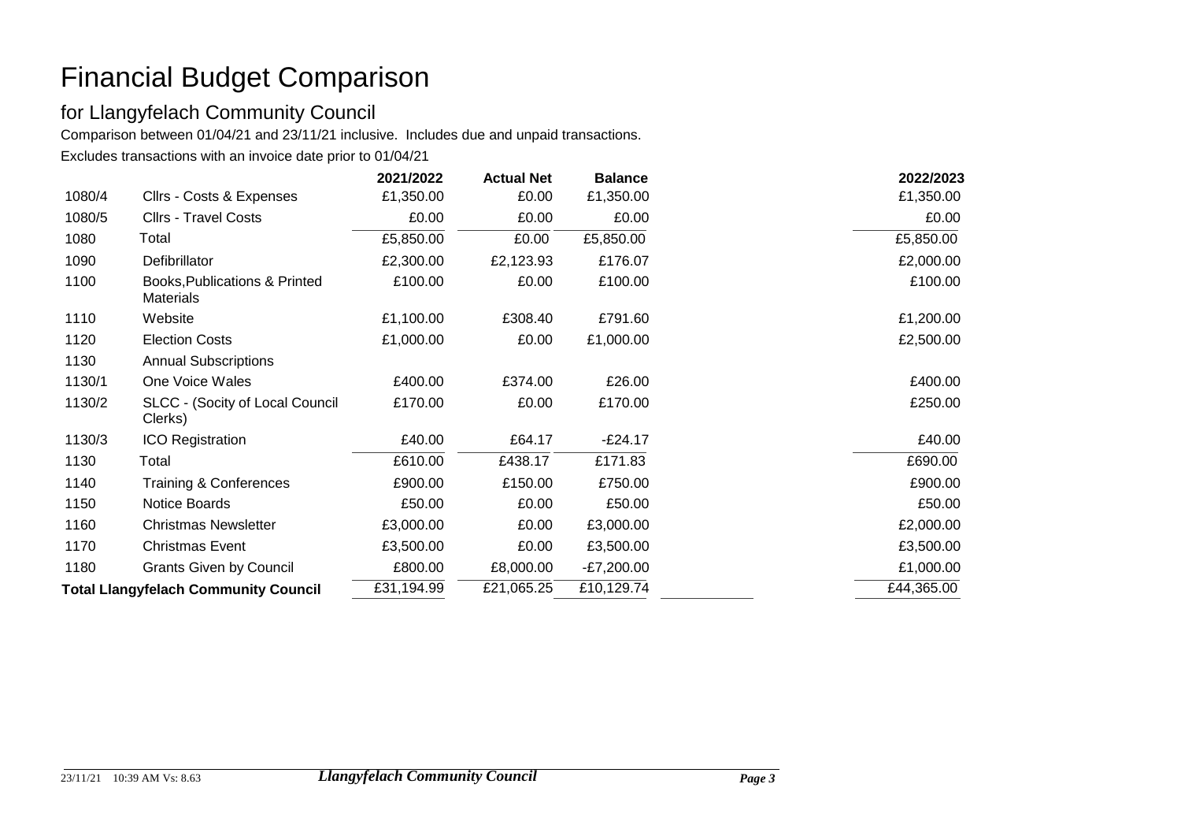# Financial Budget Comparison

## for Llangyfelach Community Council

Comparison between 01/04/21 and 23/11/21 inclusive. Includes due and unpaid transactions.

Excludes transactions with an invoice date prior to 01/04/21

| | | 2021/2022 | Actual Net | Balance | | 2022/2023 |
|---|---|---|---|---|---|---|
| 1080/4 | Cllrs - Costs & Expenses | £1,350.00 | £0.00 | £1,350.00 | | £1,350.00 |
| 1080/5 | Cllrs - Travel Costs | £0.00 | £0.00 | £0.00 | | £0.00 |
| 1080 | Total | £5,850.00 | £0.00 | £5,850.00 | | £5,850.00 |
| 1090 | Defibrillator | £2,300.00 | £2,123.93 | £176.07 | | £2,000.00 |
| 1100 | Books,Publications & Printed Materials | £100.00 | £0.00 | £100.00 | | £100.00 |
| 1110 | Website | £1,100.00 | £308.40 | £791.60 | | £1,200.00 |
| 1120 | Election Costs | £1,000.00 | £0.00 | £1,000.00 | | £2,500.00 |
| 1130 | Annual Subscriptions | | | | | |
| 1130/1 | One Voice Wales | £400.00 | £374.00 | £26.00 | | £400.00 |
| 1130/2 | SLCC - (Socity of Local Council Clerks) | £170.00 | £0.00 | £170.00 | | £250.00 |
| 1130/3 | ICO Registration | £40.00 | £64.17 | -£24.17 | | £40.00 |
| 1130 | Total | £610.00 | £438.17 | £171.83 | | £690.00 |
| 1140 | Training & Conferences | £900.00 | £150.00 | £750.00 | | £900.00 |
| 1150 | Notice Boards | £50.00 | £0.00 | £50.00 | | £50.00 |
| 1160 | Christmas Newsletter | £3,000.00 | £0.00 | £3,000.00 | | £2,000.00 |
| 1170 | Christmas Event | £3,500.00 | £0.00 | £3,500.00 | | £3,500.00 |
| 1180 | Grants Given by Council | £800.00 | £8,000.00 | -£7,200.00 | | £1,000.00 |
| **Total Llangyfelach Community Council** | | £31,194.99 | £21,065.25 | £10,129.74 | | £44,365.00 |